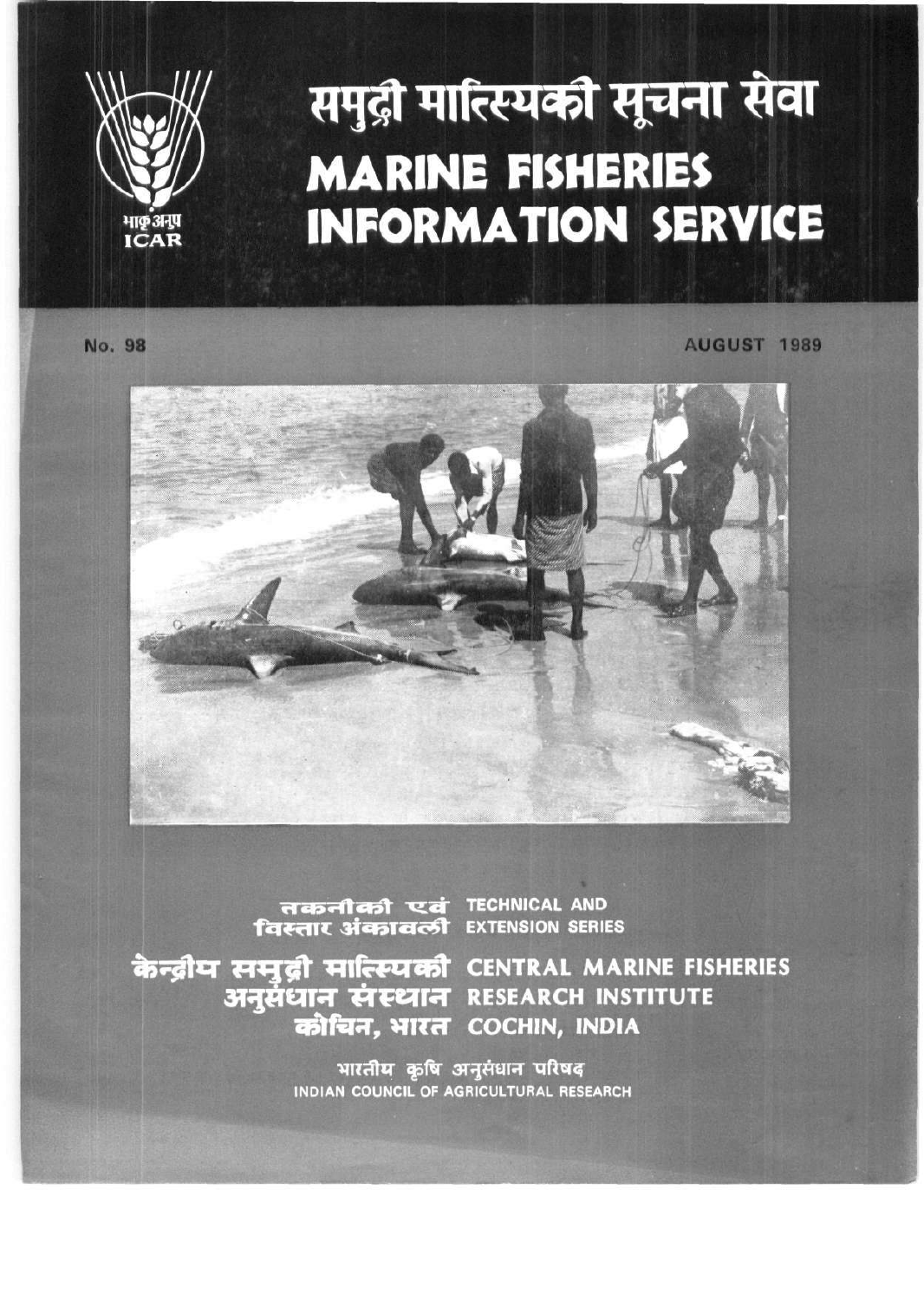# समुद्री मात्स्यकी सूचना सेवा

# MARINE FISHERIES INFORMATION SERVICE

भाकृअनुप ICAR

No. 98

AUGUST 1989

तकनीकी एवं विस्तार अंकावली TECHNICAL AND EXTENSION SERIES

केन्द्रीय समुद्री मात्स्यकी अनुसंधान संस्थान CENTRAL MARINE FISHERIES RESEARCH INSTITUTE

कोचिन, भारत COCHIN, INDIA

भारतीय कृषि अनुसंधान परिषद
INDIAN COUNCIL OF AGRICULTURAL RESEARCH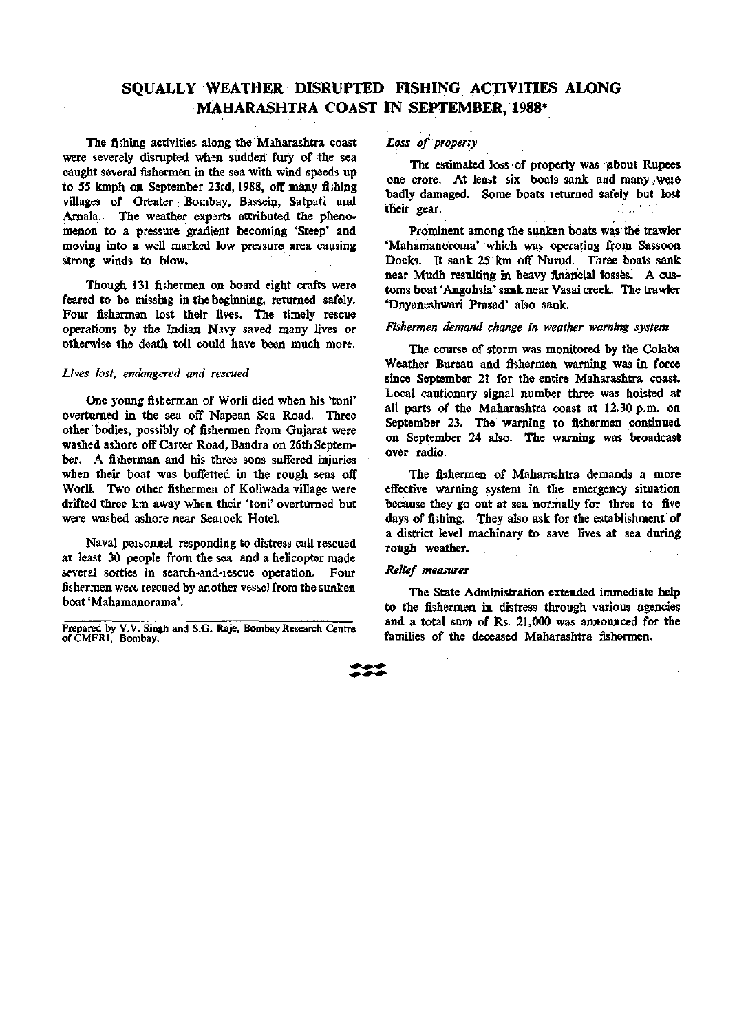## SQUALLY WEATHER DISRUPTED FISHING ACTIVITIES ALONG MAHARASHTRA COAST IN SEPTEMBER, 1988*

The fishing activities along the Maharashtra coast were severely disrupted when sudden fury of the sea caught several fishermen in the sea with wind speeds up to 55 kmph on September 23rd, 1988, off many fishing villages of Greater Bombay, Bassein, Satpati and Arnala. The weather experts attributed the phenomenon to a pressure gradient becoming 'Steep' and moving into a well marked low pressure area causing strong winds to blow.

Though 131 fishermen on board eight crafts were feared to be missing in the beginning, returned safely. Four fishermen lost their lives. The timely rescue operations by the Indian Navy saved many lives or otherwise the death toll could have been much more.

*Lives lost, endangered and rescued*

One young fisherman of Worli died when his 'toni' overturned in the sea off Napean Sea Road. Three other bodies, possibly of fishermen from Gujarat were washed ashore off Carter Road, Bandra on 26th September. A fisherman and his three sons suffered injuries when their boat was buffetted in the rough seas off Worli. Two other fishermen of Koliwada village were drifted three km away when their 'toni' overturned but were washed ashore near Searock Hotel.

Naval personnel responding to distress call rescued at least 30 people from the sea and a helicopter made several sorties in search-and-rescue operation. Four fishermen were rescued by another vessel from the sunken boat 'Mahamanorama'.

*Loss of property*

The estimated loss of property was about Rupees one crore. At least six boats sank and many were badly damaged. Some boats returned safely but lost their gear.

Prominent among the sunken boats was the trawler 'Mahamanoroma' which was operating from Sassoon Docks. It sank 25 km off Nurud. Three boats sank near Mudh resulting in heavy financial losses. A customs boat 'Angohsia' sank near Vasai creek. The trawler 'Dnyaneshwari Prasad' also sank.

*Fishermen demand change in weather warning system*

The course of storm was monitored by the Colaba Weather Bureau and fishermen warning was in force since September 21 for the entire Maharashtra coast. Local cautionary signal number three was hoisted at all parts of the Maharashtra coast at 12.30 p.m. on September 23. The warning to fishermen continued on September 24 also. The warning was broadcast over radio.

The fishermen of Maharashtra demands a more effective warning system in the emergency situation because they go out at sea normally for three to five days of fishing. They also ask for the establishment of a district level machinary to save lives at sea during rough weather.

*Relief measures*

The State Administration extended immediate help to the fishermen in distress through various agencies and a total sum of Rs. 21,000 was announced for the families of the deceased Maharashtra fishermen.

*Prepared by V.V. Singh and S.G. Raje, Bombay Research Centre of CMFRI, Bombay.